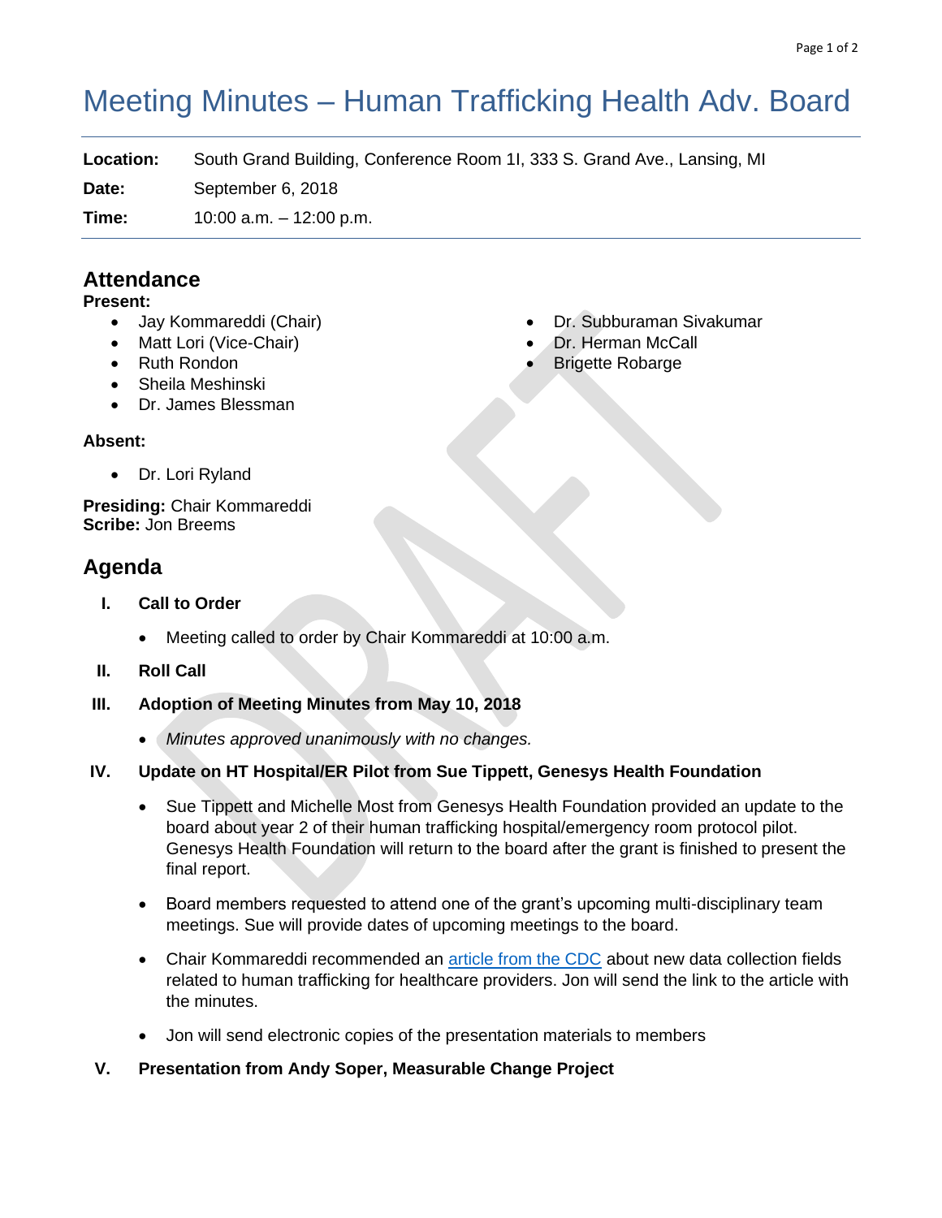# Meeting Minutes – Human Trafficking Health Adv. Board

**Location:** South Grand Building, Conference Room 1I, 333 S. Grand Ave., Lansing, MI

**Date:** September 6, 2018

**Time:** 10:00 a.m. – 12:00 p.m.

## Attendance

**Present:**

- Jay Kommareddi (Chair)
- Matt Lori (Vice-Chair)
- Ruth Rondon
- Sheila Meshinski
- Dr. James Blessman
- Dr. Subburaman Sivakumar
- Dr. Herman McCall
- Brigette Robarge

**Absent:**

- Dr. Lori Ryland

**Presiding:** Chair Kommareddi
**Scribe:** Jon Breems

## Agenda

I. **Call to Order**

- Meeting called to order by Chair Kommareddi at 10:00 a.m.

II. **Roll Call**

III. **Adoption of Meeting Minutes from May 10, 2018**

- *Minutes approved unanimously with no changes.*

IV. **Update on HT Hospital/ER Pilot from Sue Tippett, Genesys Health Foundation**

- Sue Tippett and Michelle Most from Genesys Health Foundation provided an update to the board about year 2 of their human trafficking hospital/emergency room protocol pilot. Genesys Health Foundation will return to the board after the grant is finished to present the final report.
- Board members requested to attend one of the grant's upcoming multi-disciplinary team meetings. Sue will provide dates of upcoming meetings to the board.
- Chair Kommareddi recommended an article from the CDC about new data collection fields related to human trafficking for healthcare providers. Jon will send the link to the article with the minutes.
- Jon will send electronic copies of the presentation materials to members

V. **Presentation from Andy Soper, Measurable Change Project**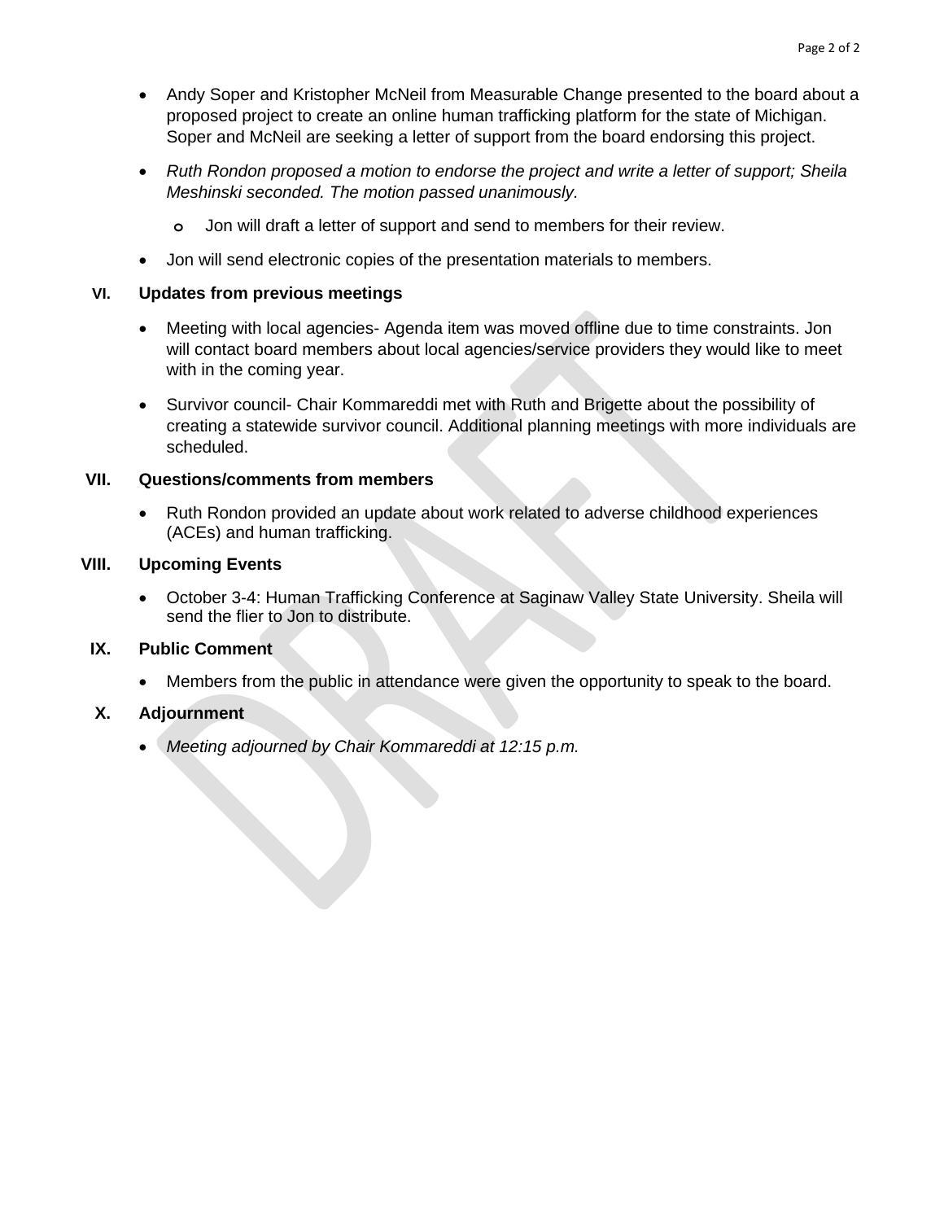- Andy Soper and Kristopher McNeil from Measurable Change presented to the board about a proposed project to create an online human trafficking platform for the state of Michigan. Soper and McNeil are seeking a letter of support from the board endorsing this project.
- *Ruth Rondon proposed a motion to endorse the project and write a letter of support; Sheila Meshinski seconded. The motion passed unanimously.*
  - Jon will draft a letter of support and send to members for their review.
- Jon will send electronic copies of the presentation materials to members.

## VI. Updates from previous meetings

- Meeting with local agencies- Agenda item was moved offline due to time constraints. Jon will contact board members about local agencies/service providers they would like to meet with in the coming year.
- Survivor council- Chair Kommareddi met with Ruth and Brigette about the possibility of creating a statewide survivor council. Additional planning meetings with more individuals are scheduled.

## VII. Questions/comments from members

- Ruth Rondon provided an update about work related to adverse childhood experiences (ACEs) and human trafficking.

## VIII. Upcoming Events

- October 3-4: Human Trafficking Conference at Saginaw Valley State University. Sheila will send the flier to Jon to distribute.

## IX. Public Comment

- Members from the public in attendance were given the opportunity to speak to the board.

## X. Adjournment

- *Meeting adjourned by Chair Kommareddi at 12:15 p.m.*